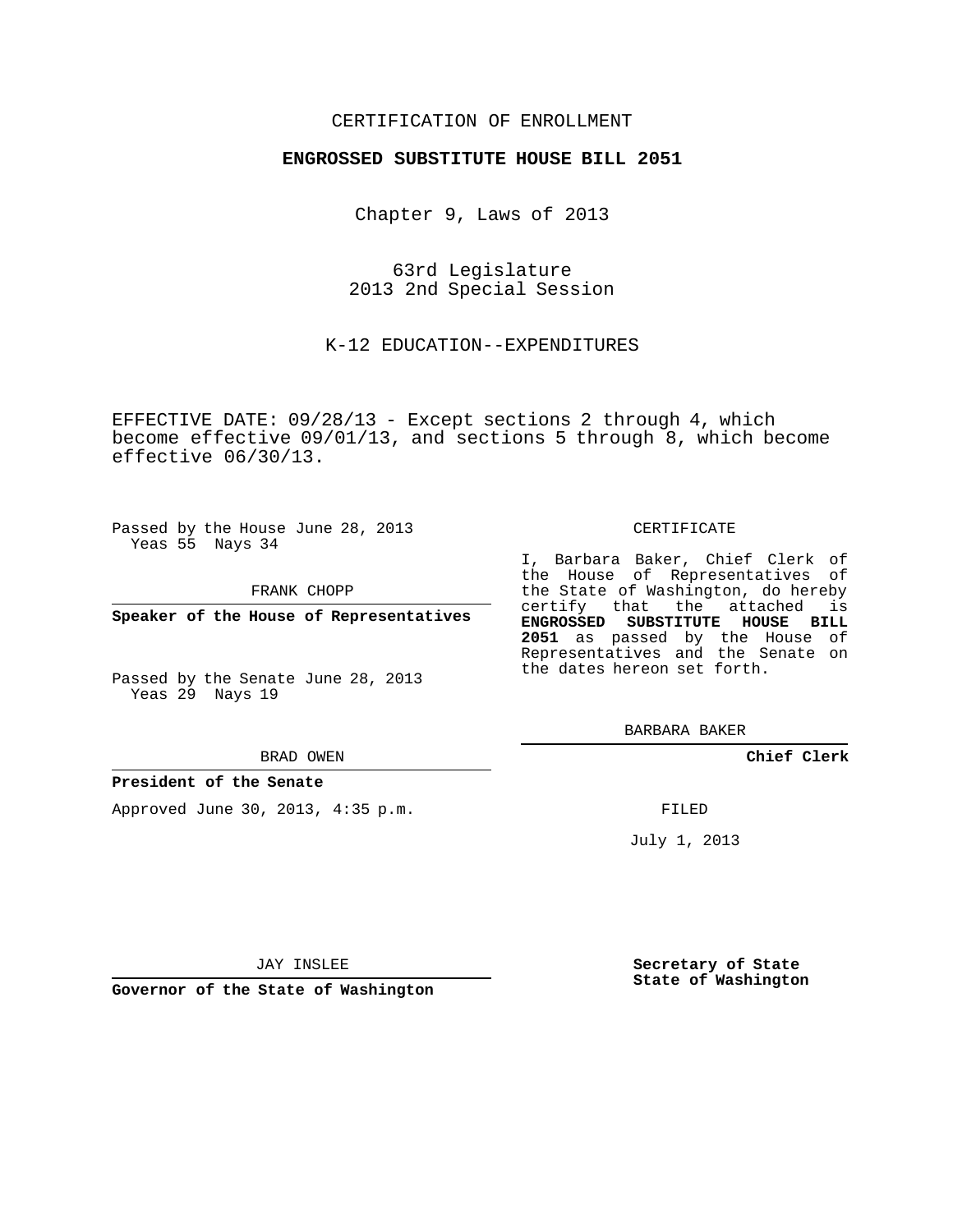CERTIFICATION OF ENROLLMENT

**ENGROSSED SUBSTITUTE HOUSE BILL 2051**

Chapter 9, Laws of 2013

63rd Legislature
2013 2nd Special Session

K-12 EDUCATION--EXPENDITURES

EFFECTIVE DATE: 09/28/13 - Except sections 2 through 4, which become effective 09/01/13, and sections 5 through 8, which become effective 06/30/13.

Passed by the House June 28, 2013
Yeas 55 Nays 34

FRANK CHOPP

**Speaker of the House of Representatives**

Passed by the Senate June 28, 2013
Yeas 29 Nays 19

BRAD OWEN

**President of the Senate**

Approved June 30, 2013, 4:35 p.m.

JAY INSLEE

**Governor of the State of Washington**

CERTIFICATE

I, Barbara Baker, Chief Clerk of the House of Representatives of the State of Washington, do hereby certify that the attached is **ENGROSSED SUBSTITUTE HOUSE BILL 2051** as passed by the House of Representatives and the Senate on the dates hereon set forth.

BARBARA BAKER

**Chief Clerk**

FILED

July 1, 2013

**Secretary of State**
**State of Washington**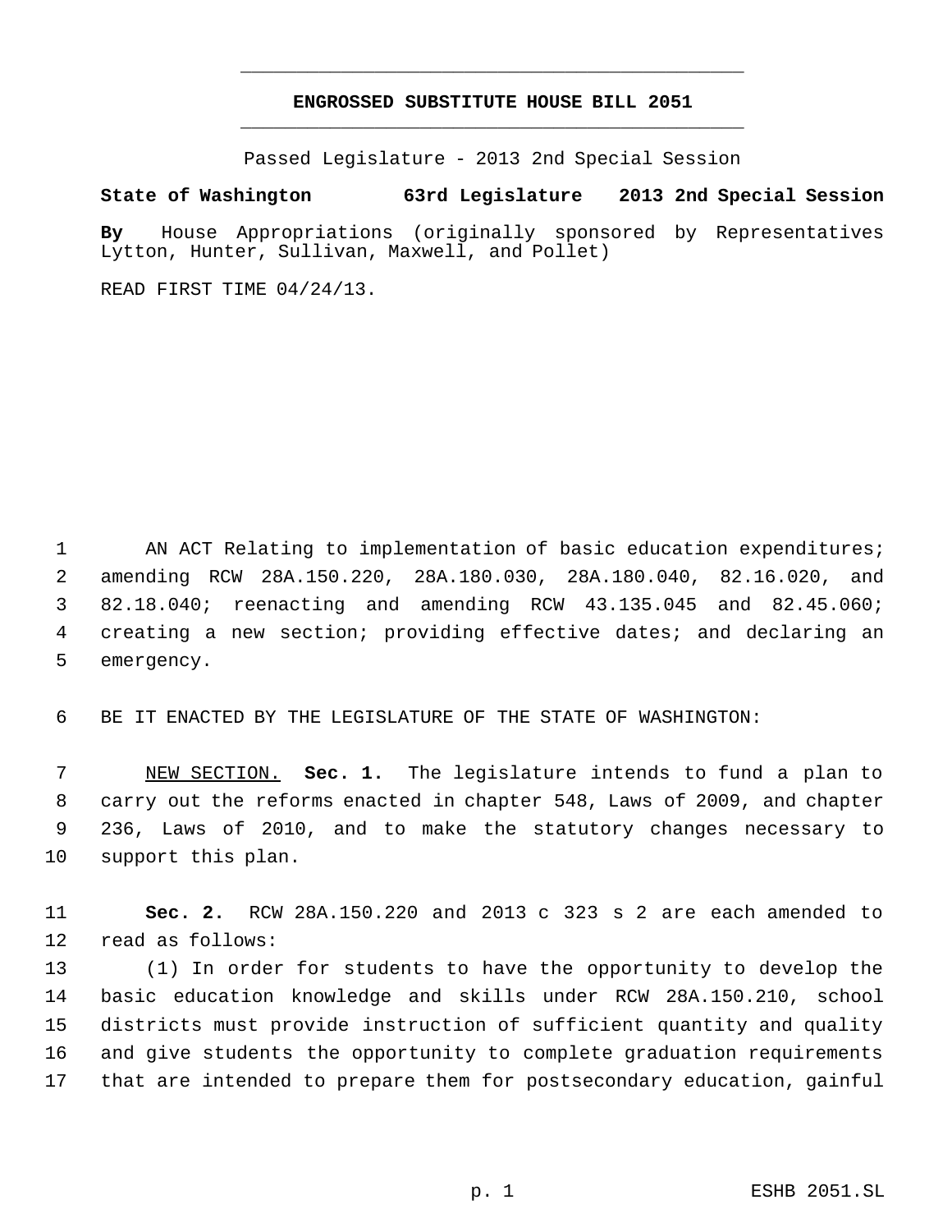# ENGROSSED SUBSTITUTE HOUSE BILL 2051

Passed Legislature - 2013 2nd Special Session

**State of Washington 63rd Legislature 2013 2nd Special Session**

**By** House Appropriations (originally sponsored by Representatives Lytton, Hunter, Sullivan, Maxwell, and Pollet)

READ FIRST TIME 04/24/13.

AN ACT Relating to implementation of basic education expenditures; amending RCW 28A.150.220, 28A.180.030, 28A.180.040, 82.16.020, and 82.18.040; reenacting and amending RCW 43.135.045 and 82.45.060; creating a new section; providing effective dates; and declaring an emergency.

BE IT ENACTED BY THE LEGISLATURE OF THE STATE OF WASHINGTON:

NEW SECTION. **Sec. 1.** The legislature intends to fund a plan to carry out the reforms enacted in chapter 548, Laws of 2009, and chapter 236, Laws of 2010, and to make the statutory changes necessary to support this plan.

**Sec. 2.** RCW 28A.150.220 and 2013 c 323 s 2 are each amended to read as follows:

(1) In order for students to have the opportunity to develop the basic education knowledge and skills under RCW 28A.150.210, school districts must provide instruction of sufficient quantity and quality and give students the opportunity to complete graduation requirements that are intended to prepare them for postsecondary education, gainful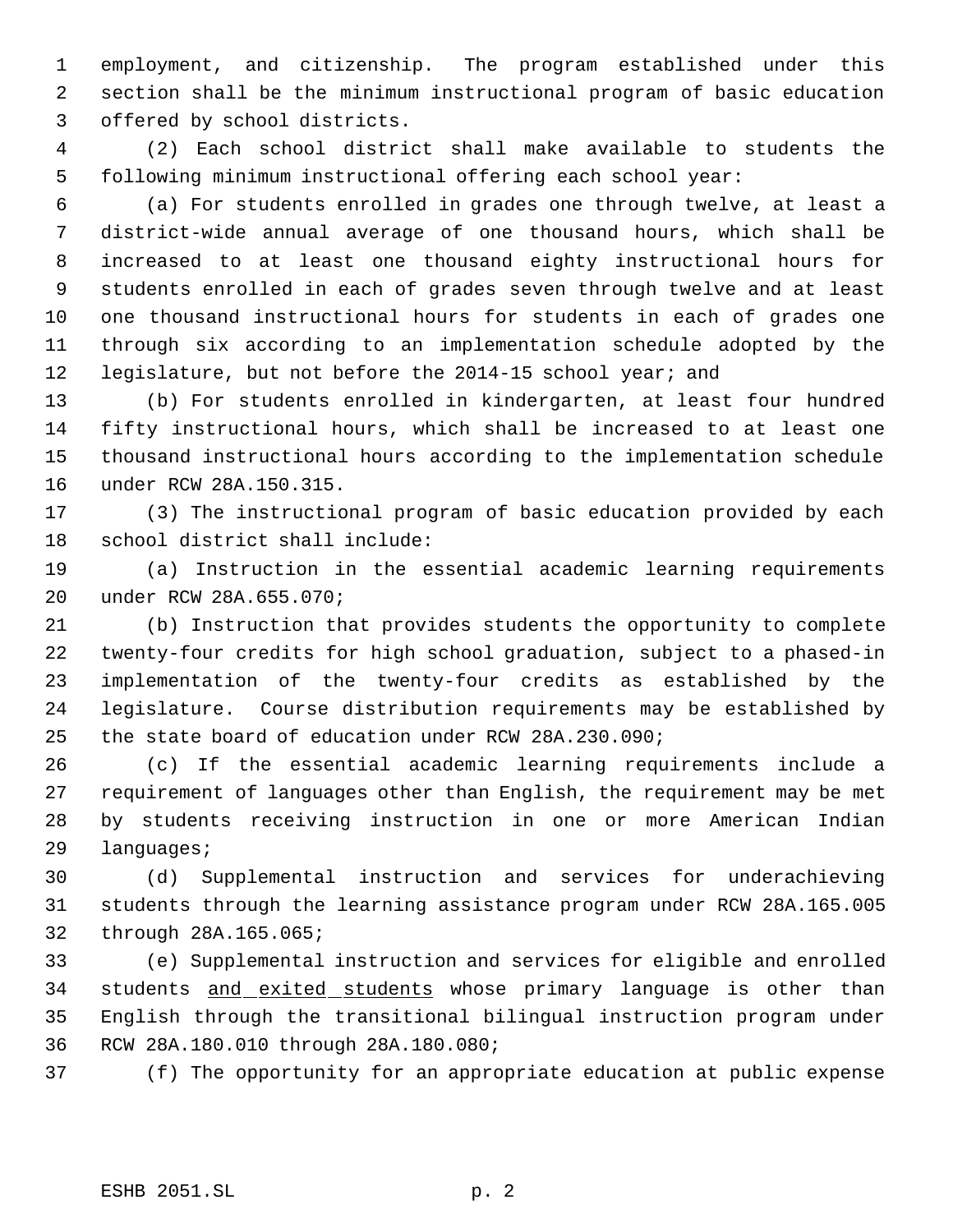employment, and citizenship. The program established under this section shall be the minimum instructional program of basic education offered by school districts.

(2) Each school district shall make available to students the following minimum instructional offering each school year:

(a) For students enrolled in grades one through twelve, at least a district-wide annual average of one thousand hours, which shall be increased to at least one thousand eighty instructional hours for students enrolled in each of grades seven through twelve and at least one thousand instructional hours for students in each of grades one through six according to an implementation schedule adopted by the legislature, but not before the 2014-15 school year; and

(b) For students enrolled in kindergarten, at least four hundred fifty instructional hours, which shall be increased to at least one thousand instructional hours according to the implementation schedule under RCW 28A.150.315.

(3) The instructional program of basic education provided by each school district shall include:

(a) Instruction in the essential academic learning requirements under RCW 28A.655.070;

(b) Instruction that provides students the opportunity to complete twenty-four credits for high school graduation, subject to a phased-in implementation of the twenty-four credits as established by the legislature. Course distribution requirements may be established by the state board of education under RCW 28A.230.090;

(c) If the essential academic learning requirements include a requirement of languages other than English, the requirement may be met by students receiving instruction in one or more American Indian languages;

(d) Supplemental instruction and services for underachieving students through the learning assistance program under RCW 28A.165.005 through 28A.165.065;

(e) Supplemental instruction and services for eligible and enrolled students <u>and exited students</u> whose primary language is other than English through the transitional bilingual instruction program under RCW 28A.180.010 through 28A.180.080;

(f) The opportunity for an appropriate education at public expense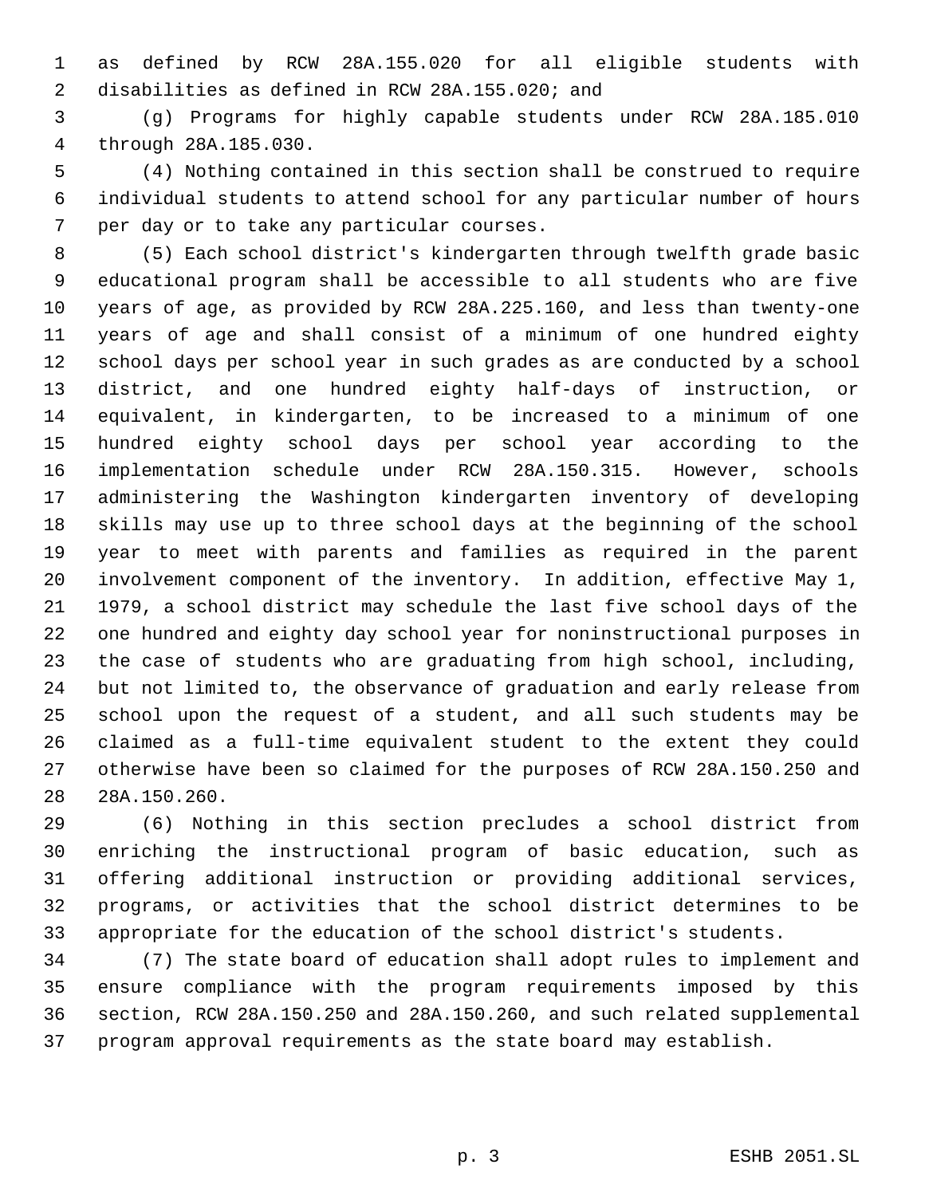as defined by RCW 28A.155.020 for all eligible students with disabilities as defined in RCW 28A.155.020; and

(g) Programs for highly capable students under RCW 28A.185.010 through 28A.185.030.

(4) Nothing contained in this section shall be construed to require individual students to attend school for any particular number of hours per day or to take any particular courses.

(5) Each school district's kindergarten through twelfth grade basic educational program shall be accessible to all students who are five years of age, as provided by RCW 28A.225.160, and less than twenty-one years of age and shall consist of a minimum of one hundred eighty school days per school year in such grades as are conducted by a school district, and one hundred eighty half-days of instruction, or equivalent, in kindergarten, to be increased to a minimum of one hundred eighty school days per school year according to the implementation schedule under RCW 28A.150.315. However, schools administering the Washington kindergarten inventory of developing skills may use up to three school days at the beginning of the school year to meet with parents and families as required in the parent involvement component of the inventory. In addition, effective May 1, 1979, a school district may schedule the last five school days of the one hundred and eighty day school year for noninstructional purposes in the case of students who are graduating from high school, including, but not limited to, the observance of graduation and early release from school upon the request of a student, and all such students may be claimed as a full-time equivalent student to the extent they could otherwise have been so claimed for the purposes of RCW 28A.150.250 and 28A.150.260.

(6) Nothing in this section precludes a school district from enriching the instructional program of basic education, such as offering additional instruction or providing additional services, programs, or activities that the school district determines to be appropriate for the education of the school district's students.

(7) The state board of education shall adopt rules to implement and ensure compliance with the program requirements imposed by this section, RCW 28A.150.250 and 28A.150.260, and such related supplemental program approval requirements as the state board may establish.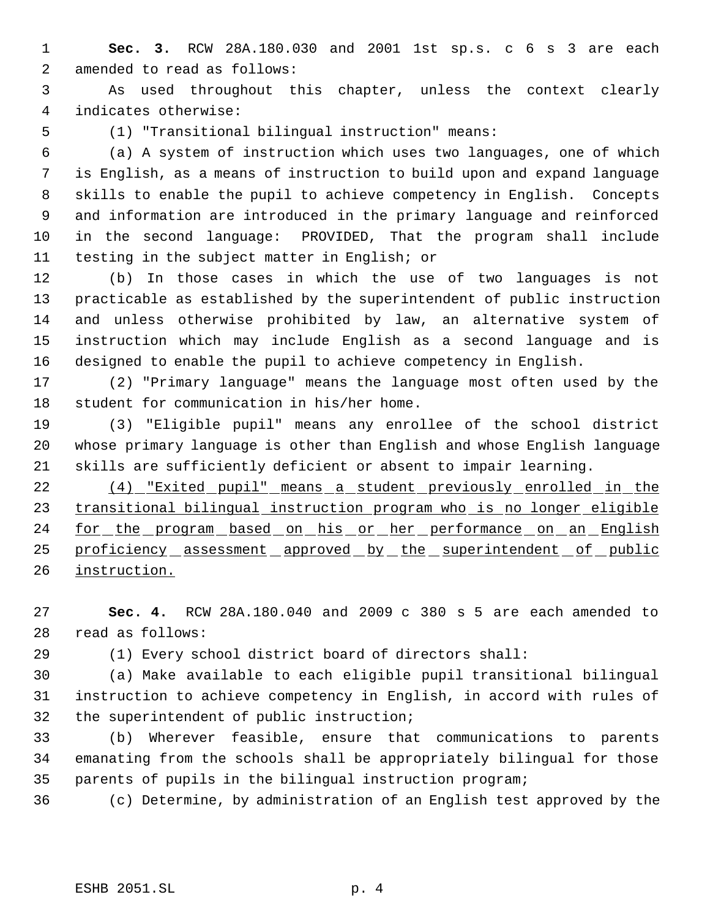**Sec. 3.** RCW 28A.180.030 and 2001 1st sp.s. c 6 s 3 are each amended to read as follows:

As used throughout this chapter, unless the context clearly indicates otherwise:

(1) "Transitional bilingual instruction" means:

(a) A system of instruction which uses two languages, one of which is English, as a means of instruction to build upon and expand language skills to enable the pupil to achieve competency in English. Concepts and information are introduced in the primary language and reinforced in the second language: PROVIDED, That the program shall include testing in the subject matter in English; or

(b) In those cases in which the use of two languages is not practicable as established by the superintendent of public instruction and unless otherwise prohibited by law, an alternative system of instruction which may include English as a second language and is designed to enable the pupil to achieve competency in English.

(2) "Primary language" means the language most often used by the student for communication in his/her home.

(3) "Eligible pupil" means any enrollee of the school district whose primary language is other than English and whose English language skills are sufficiently deficient or absent to impair learning.

<u>(4) "Exited pupil" means a student previously enrolled in the transitional bilingual instruction program who is no longer eligible for the program based on his or her performance on an English proficiency assessment approved by the superintendent of public instruction.</u>

**Sec. 4.** RCW 28A.180.040 and 2009 c 380 s 5 are each amended to read as follows:

(1) Every school district board of directors shall:

(a) Make available to each eligible pupil transitional bilingual instruction to achieve competency in English, in accord with rules of the superintendent of public instruction;

(b) Wherever feasible, ensure that communications to parents emanating from the schools shall be appropriately bilingual for those parents of pupils in the bilingual instruction program;

(c) Determine, by administration of an English test approved by the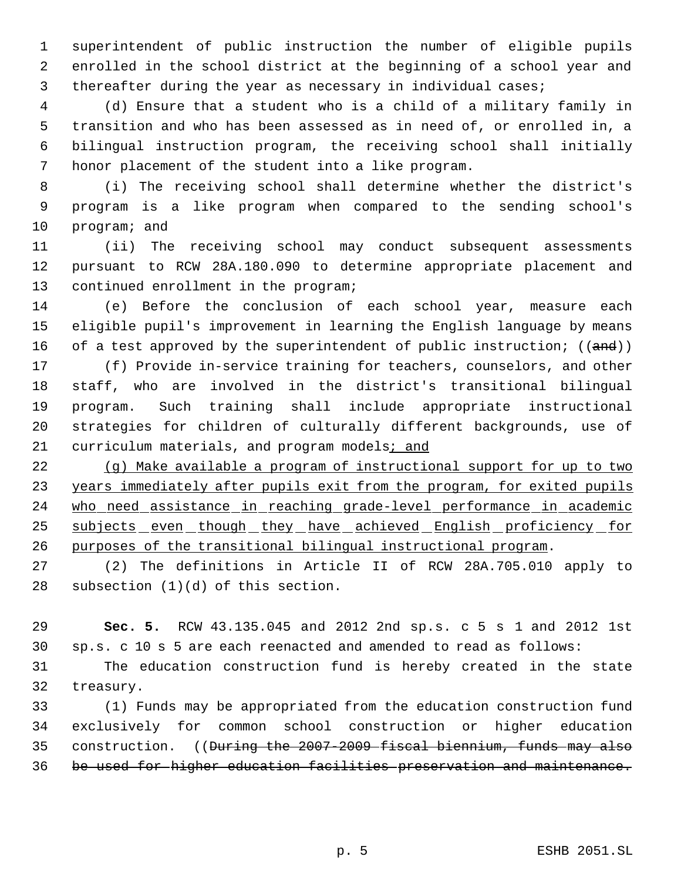superintendent of public instruction the number of eligible pupils enrolled in the school district at the beginning of a school year and thereafter during the year as necessary in individual cases;

(d) Ensure that a student who is a child of a military family in transition and who has been assessed as in need of, or enrolled in, a bilingual instruction program, the receiving school shall initially honor placement of the student into a like program.

(i) The receiving school shall determine whether the district's program is a like program when compared to the sending school's program; and

(ii) The receiving school may conduct subsequent assessments pursuant to RCW 28A.180.090 to determine appropriate placement and continued enrollment in the program;

(e) Before the conclusion of each school year, measure each eligible pupil's improvement in learning the English language by means of a test approved by the superintendent of public instruction; ((~~and~~))

(f) Provide in-service training for teachers, counselors, and other staff, who are involved in the district's transitional bilingual program. Such training shall include appropriate instructional strategies for children of culturally different backgrounds, use of curriculum materials, and program models<u>; and</u>

<u>(g) Make available a program of instructional support for up to two years immediately after pupils exit from the program, for exited pupils who need assistance in reaching grade-level performance in academic subjects even though they have achieved English proficiency for purposes of the transitional bilingual instructional program</u>.

(2) The definitions in Article II of RCW 28A.705.010 apply to subsection (1)(d) of this section.

**Sec. 5.** RCW 43.135.045 and 2012 2nd sp.s. c 5 s 1 and 2012 1st sp.s. c 10 s 5 are each reenacted and amended to read as follows:

The education construction fund is hereby created in the state treasury.

(1) Funds may be appropriated from the education construction fund exclusively for common school construction or higher education construction. ((~~During the 2007-2009 fiscal biennium, funds may also be used for higher education facilities preservation and maintenance.~~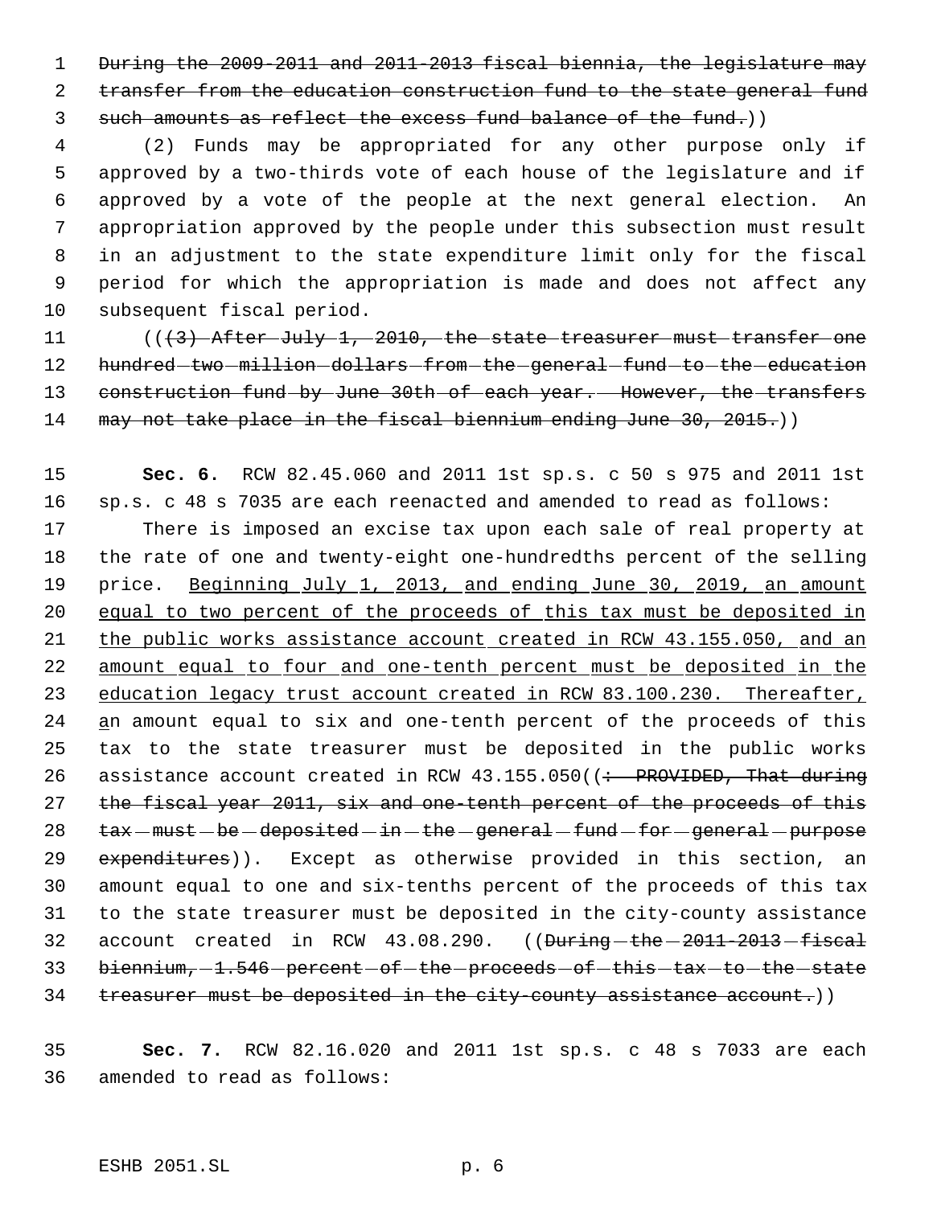~~During the 2009-2011 and 2011-2013 fiscal biennia, the legislature may transfer from the education construction fund to the state general fund such amounts as reflect the excess fund balance of the fund.~~))

(2) Funds may be appropriated for any other purpose only if approved by a two-thirds vote of each house of the legislature and if approved by a vote of the people at the next general election. An appropriation approved by the people under this subsection must result in an adjustment to the state expenditure limit only for the fiscal period for which the appropriation is made and does not affect any subsequent fiscal period.

((~~(3) After July 1, 2010, the state treasurer must transfer one hundred two million dollars from the general fund to the education construction fund by June 30th of each year. However, the transfers may not take place in the fiscal biennium ending June 30, 2015.~~))

**Sec. 6.** RCW 82.45.060 and 2011 1st sp.s. c 50 s 975 and 2011 1st sp.s. c 48 s 7035 are each reenacted and amended to read as follows:

There is imposed an excise tax upon each sale of real property at the rate of one and twenty-eight one-hundredths percent of the selling price. <u>Beginning July 1, 2013, and ending June 30, 2019, an amount equal to two percent of the proceeds of this tax must be deposited in the public works assistance account created in RCW 43.155.050, and an amount equal to four and one-tenth percent must be deposited in the education legacy trust account created in RCW 83.100.230. Thereafter, a</u>n amount equal to six and one-tenth percent of the proceeds of this tax to the state treasurer must be deposited in the public works assistance account created in RCW 43.155.050((~~: PROVIDED, That during the fiscal year 2011, six and one-tenth percent of the proceeds of this tax must be deposited in the general fund for general purpose expenditures~~)). Except as otherwise provided in this section, an amount equal to one and six-tenths percent of the proceeds of this tax to the state treasurer must be deposited in the city-county assistance account created in RCW 43.08.290. ((~~During the 2011-2013 fiscal biennium, 1.546 percent of the proceeds of this tax to the state treasurer must be deposited in the city-county assistance account.~~))

**Sec. 7.** RCW 82.16.020 and 2011 1st sp.s. c 48 s 7033 are each amended to read as follows: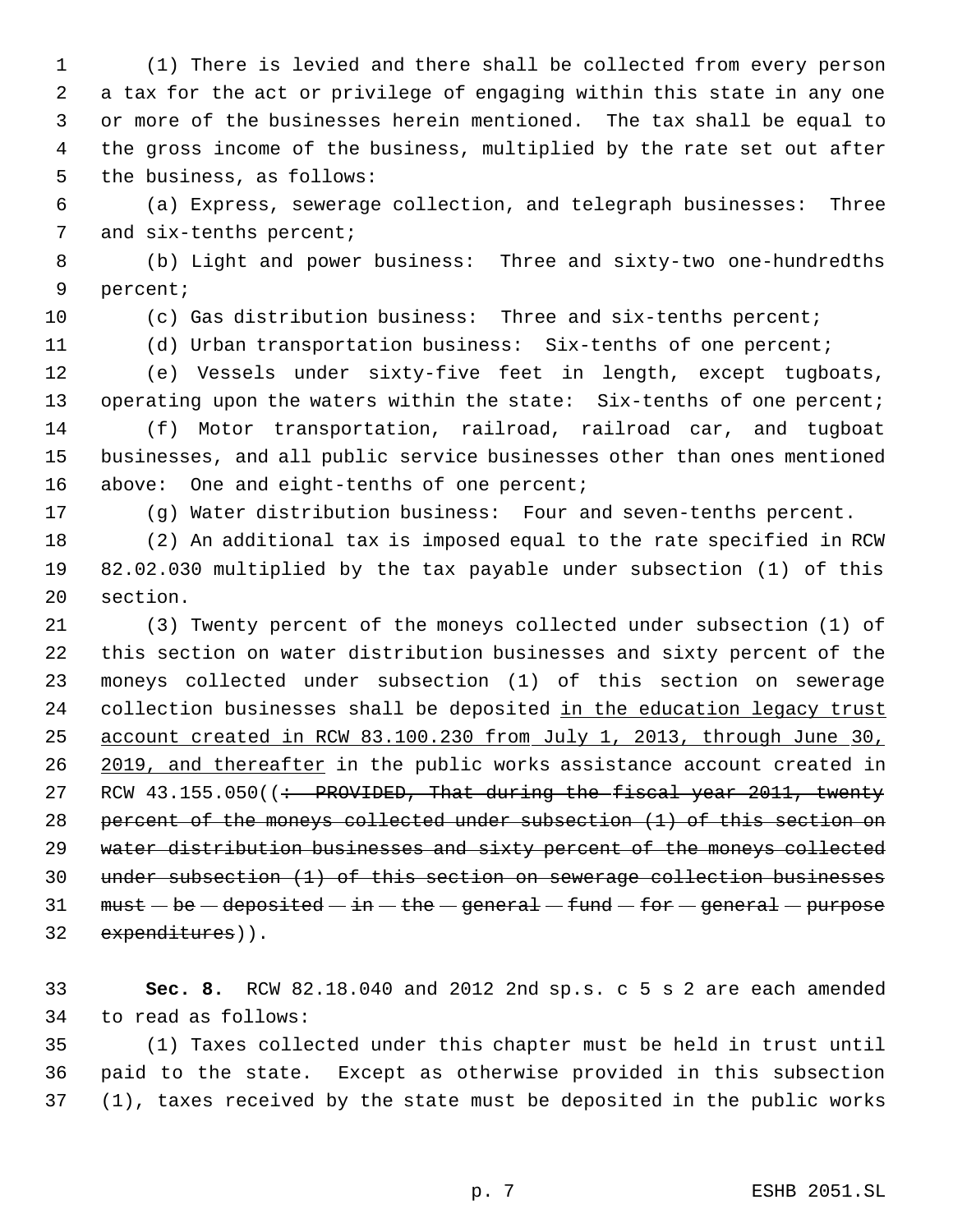(1) There is levied and there shall be collected from every person a tax for the act or privilege of engaging within this state in any one or more of the businesses herein mentioned. The tax shall be equal to the gross income of the business, multiplied by the rate set out after the business, as follows:

(a) Express, sewerage collection, and telegraph businesses: Three and six-tenths percent;

(b) Light and power business: Three and sixty-two one-hundredths percent;

(c) Gas distribution business: Three and six-tenths percent;

(d) Urban transportation business: Six-tenths of one percent;

(e) Vessels under sixty-five feet in length, except tugboats, operating upon the waters within the state: Six-tenths of one percent;

(f) Motor transportation, railroad, railroad car, and tugboat businesses, and all public service businesses other than ones mentioned above: One and eight-tenths of one percent;

(g) Water distribution business: Four and seven-tenths percent.

(2) An additional tax is imposed equal to the rate specified in RCW 82.02.030 multiplied by the tax payable under subsection (1) of this section.

(3) Twenty percent of the moneys collected under subsection (1) of this section on water distribution businesses and sixty percent of the moneys collected under subsection (1) of this section on sewerage collection businesses shall be deposited <u>in the education legacy trust account created in RCW 83.100.230 from July 1, 2013, through June 30, 2019, and thereafter</u> in the public works assistance account created in RCW 43.155.050((~~: PROVIDED, That during the fiscal year 2011, twenty percent of the moneys collected under subsection (1) of this section on water distribution businesses and sixty percent of the moneys collected under subsection (1) of this section on sewerage collection businesses must be deposited in the general fund for general purpose expenditures~~)).

**Sec. 8.** RCW 82.18.040 and 2012 2nd sp.s. c 5 s 2 are each amended to read as follows:

(1) Taxes collected under this chapter must be held in trust until paid to the state. Except as otherwise provided in this subsection (1), taxes received by the state must be deposited in the public works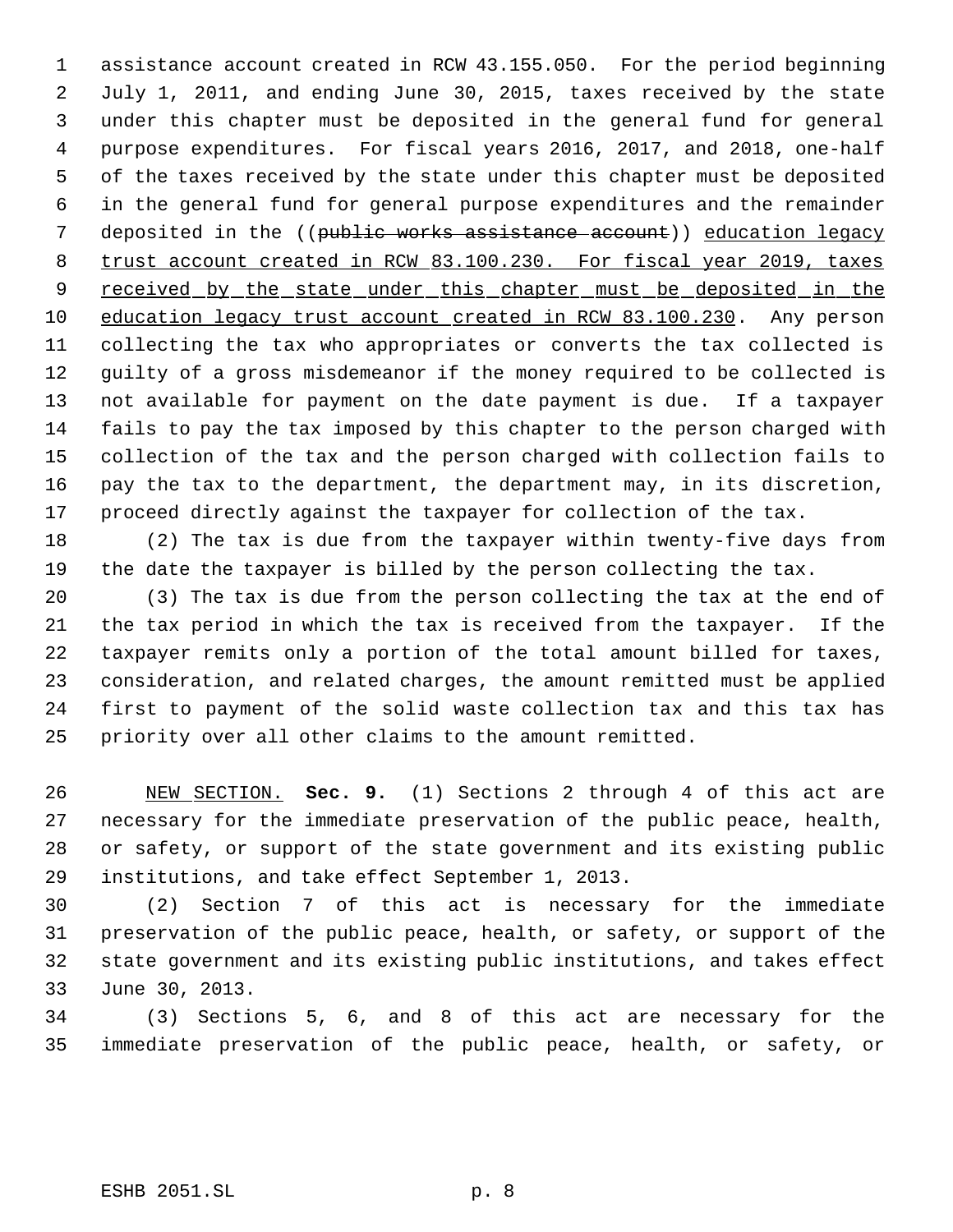assistance account created in RCW 43.155.050. For the period beginning July 1, 2011, and ending June 30, 2015, taxes received by the state under this chapter must be deposited in the general fund for general purpose expenditures. For fiscal years 2016, 2017, and 2018, one-half of the taxes received by the state under this chapter must be deposited in the general fund for general purpose expenditures and the remainder deposited in the ((~~public works assistance account~~)) <u>education legacy trust account created in RCW 83.100.230. For fiscal year 2019, taxes received by the state under this chapter must be deposited in the education legacy trust account created in RCW 83.100.230</u>. Any person collecting the tax who appropriates or converts the tax collected is guilty of a gross misdemeanor if the money required to be collected is not available for payment on the date payment is due. If a taxpayer fails to pay the tax imposed by this chapter to the person charged with collection of the tax and the person charged with collection fails to pay the tax to the department, the department may, in its discretion, proceed directly against the taxpayer for collection of the tax.

(2) The tax is due from the taxpayer within twenty-five days from the date the taxpayer is billed by the person collecting the tax.

(3) The tax is due from the person collecting the tax at the end of the tax period in which the tax is received from the taxpayer. If the taxpayer remits only a portion of the total amount billed for taxes, consideration, and related charges, the amount remitted must be applied first to payment of the solid waste collection tax and this tax has priority over all other claims to the amount remitted.

<u>NEW SECTION.</u> **Sec. 9.** (1) Sections 2 through 4 of this act are necessary for the immediate preservation of the public peace, health, or safety, or support of the state government and its existing public institutions, and take effect September 1, 2013.

(2) Section 7 of this act is necessary for the immediate preservation of the public peace, health, or safety, or support of the state government and its existing public institutions, and takes effect June 30, 2013.

(3) Sections 5, 6, and 8 of this act are necessary for the immediate preservation of the public peace, health, or safety, or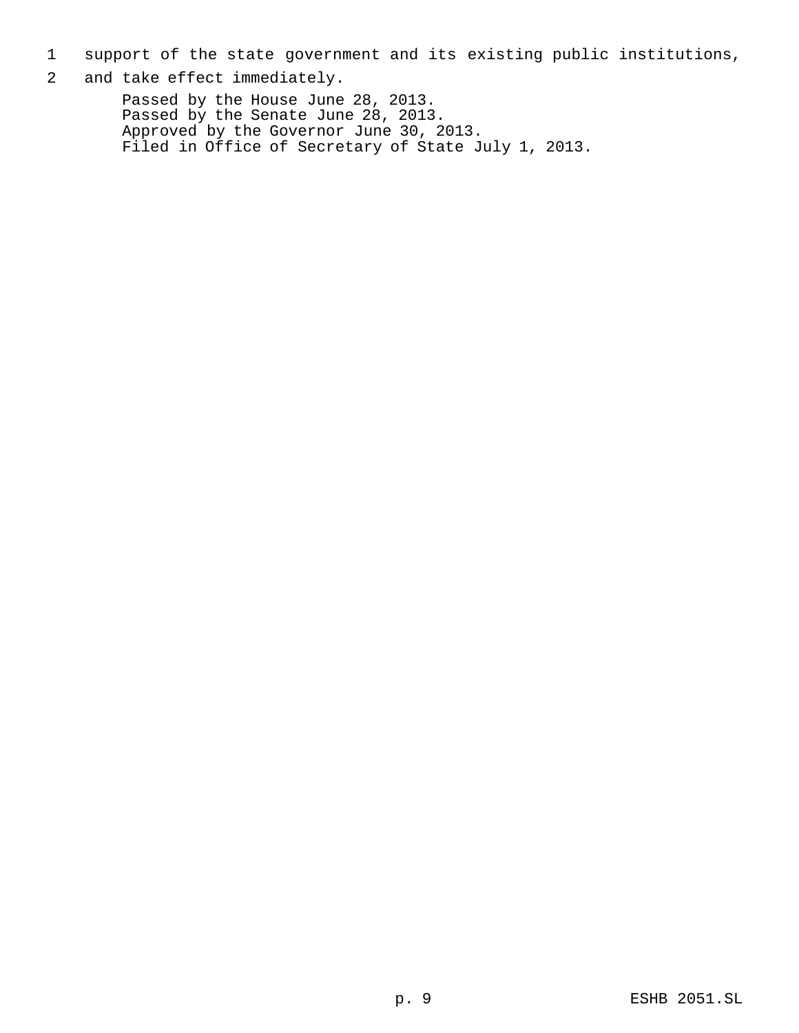support of the state government and its existing public institutions, and take effect immediately.

Passed by the House June 28, 2013.
Passed by the Senate June 28, 2013.
Approved by the Governor June 30, 2013.
Filed in Office of Secretary of State July 1, 2013.